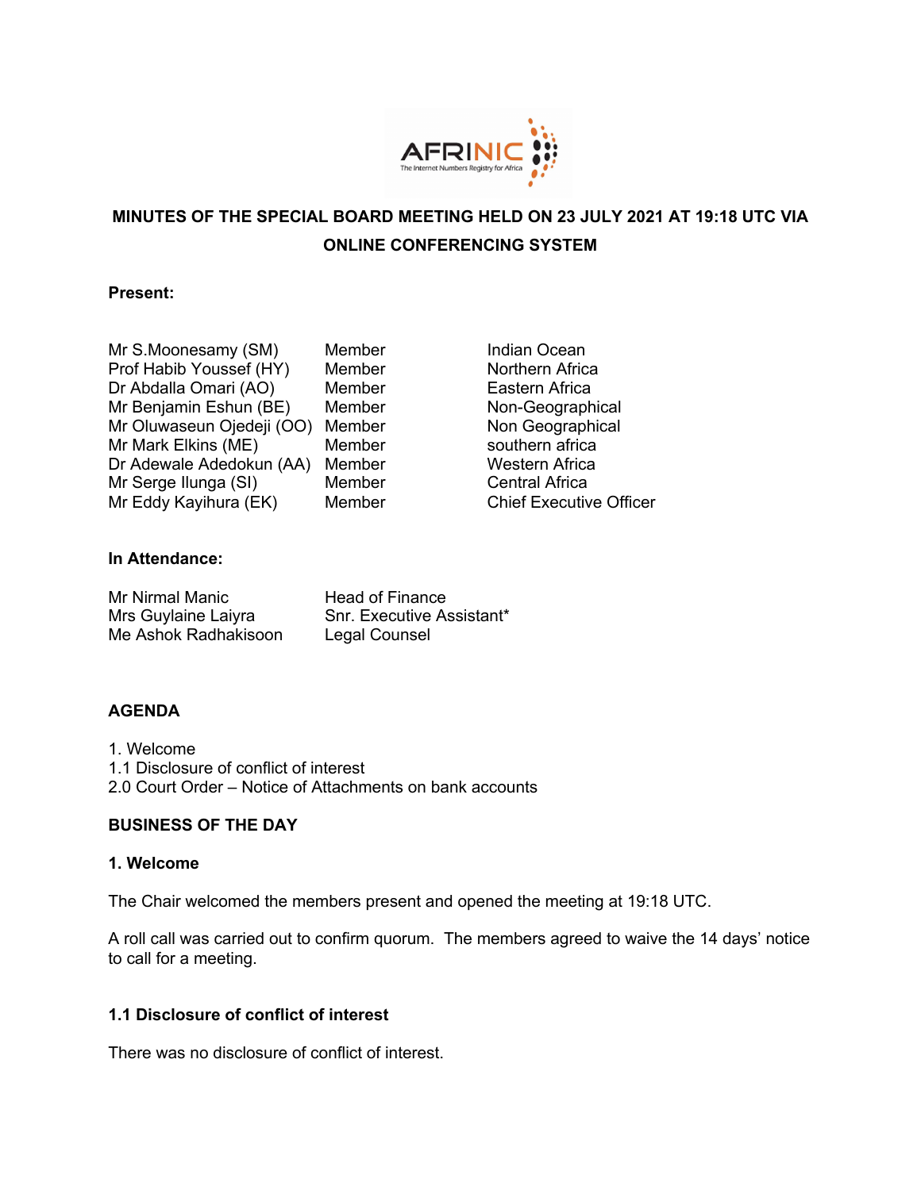# MINUTES OF THE SPECIAL BOARD MEETING HELD ON 23 JULY 2021 AT 19:18 UTC VIA ONLINE CONFERENCING SYSTEM

**Present:**

| | | |
|---|---|---|
| Mr S.Moonesamy (SM) | Member | Indian Ocean |
| Prof Habib Youssef (HY) | Member | Northern Africa |
| Dr Abdalla Omari (AO) | Member | Eastern Africa |
| Mr Benjamin Eshun (BE) | Member | Non-Geographical |
| Mr Oluwaseun Ojedeji (OO) | Member | Non Geographical |
| Mr Mark Elkins (ME) | Member | southern africa |
| Dr Adewale Adedokun (AA) | Member | Western Africa |
| Mr Serge Ilunga (SI) | Member | Central Africa |
| Mr Eddy Kayihura (EK) | Member | Chief Executive Officer |

**In Attendance:**

| | |
|---|---|
| Mr Nirmal Manic | Head of Finance |
| Mrs Guylaine Laiyra | Snr. Executive Assistant* |
| Me Ashok Radhakisoon | Legal Counsel |

## AGENDA

1. Welcome
1.1 Disclosure of conflict of interest
2.0 Court Order – Notice of Attachments on bank accounts

## BUSINESS OF THE DAY

### 1. Welcome

The Chair welcomed the members present and opened the meeting at 19:18 UTC.

A roll call was carried out to confirm quorum. The members agreed to waive the 14 days' notice to call for a meeting.

### 1.1 Disclosure of conflict of interest

There was no disclosure of conflict of interest.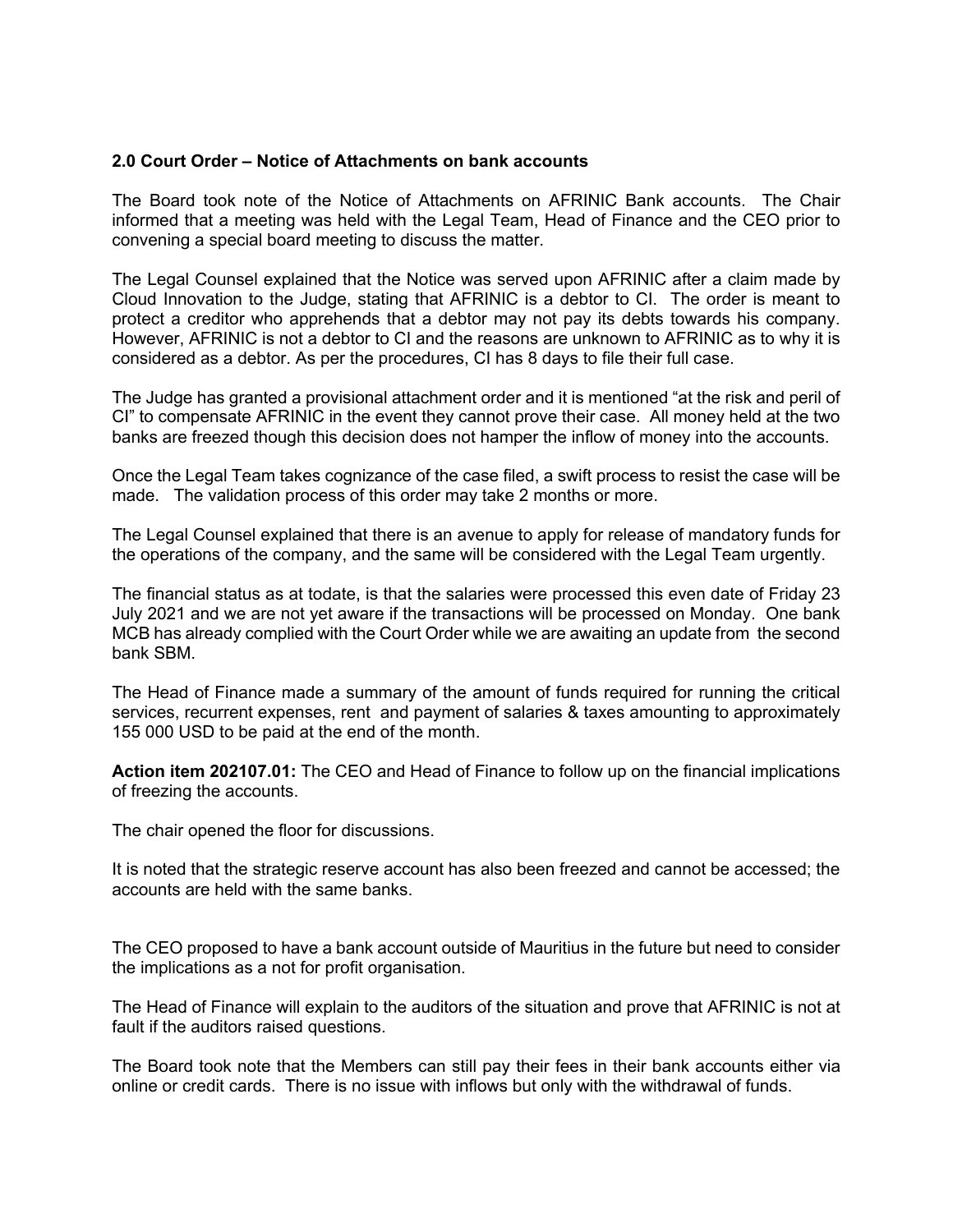**2.0 Court Order – Notice of Attachments on bank accounts**

The Board took note of the Notice of Attachments on AFRINIC Bank accounts. The Chair informed that a meeting was held with the Legal Team, Head of Finance and the CEO prior to convening a special board meeting to discuss the matter.

The Legal Counsel explained that the Notice was served upon AFRINIC after a claim made by Cloud Innovation to the Judge, stating that AFRINIC is a debtor to CI. The order is meant to protect a creditor who apprehends that a debtor may not pay its debts towards his company. However, AFRINIC is not a debtor to CI and the reasons are unknown to AFRINIC as to why it is considered as a debtor. As per the procedures, CI has 8 days to file their full case.

The Judge has granted a provisional attachment order and it is mentioned "at the risk and peril of CI" to compensate AFRINIC in the event they cannot prove their case. All money held at the two banks are freezed though this decision does not hamper the inflow of money into the accounts.

Once the Legal Team takes cognizance of the case filed, a swift process to resist the case will be made. The validation process of this order may take 2 months or more.

The Legal Counsel explained that there is an avenue to apply for release of mandatory funds for the operations of the company, and the same will be considered with the Legal Team urgently.

The financial status as at todate, is that the salaries were processed this even date of Friday 23 July 2021 and we are not yet aware if the transactions will be processed on Monday. One bank MCB has already complied with the Court Order while we are awaiting an update from the second bank SBM.

The Head of Finance made a summary of the amount of funds required for running the critical services, recurrent expenses, rent and payment of salaries & taxes amounting to approximately 155 000 USD to be paid at the end of the month.

**Action item 202107.01:** The CEO and Head of Finance to follow up on the financial implications of freezing the accounts.

The chair opened the floor for discussions.

It is noted that the strategic reserve account has also been freezed and cannot be accessed; the accounts are held with the same banks.

The CEO proposed to have a bank account outside of Mauritius in the future but need to consider the implications as a not for profit organisation.

The Head of Finance will explain to the auditors of the situation and prove that AFRINIC is not at fault if the auditors raised questions.

The Board took note that the Members can still pay their fees in their bank accounts either via online or credit cards. There is no issue with inflows but only with the withdrawal of funds.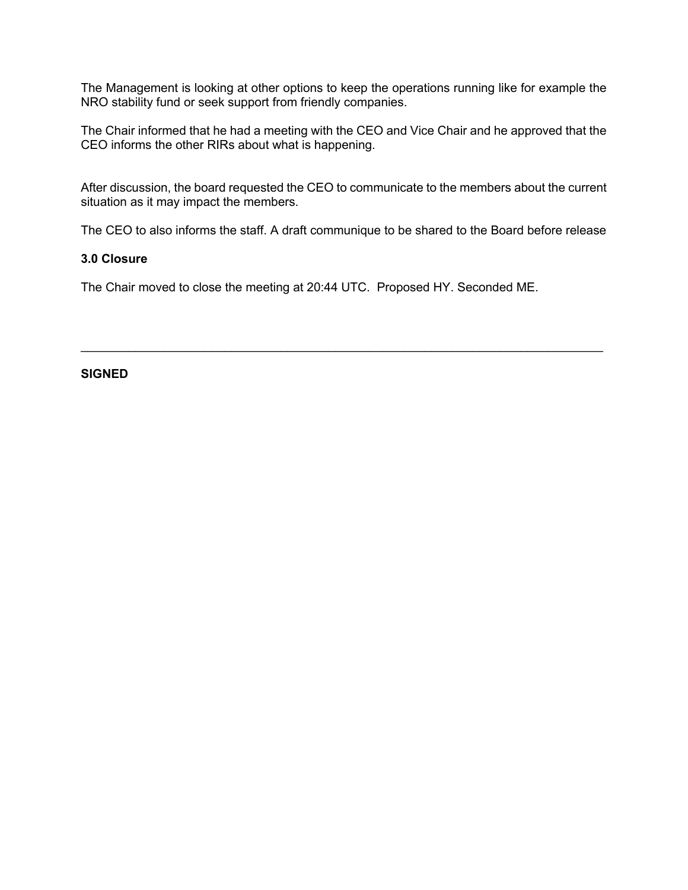The Management is looking at other options to keep the operations running like for example the NRO stability fund or seek support from friendly companies.

The Chair informed that he had a meeting with the CEO and Vice Chair and he approved that the CEO informs the other RIRs about what is happening.

After discussion, the board requested the CEO to communicate to the members about the current situation as it may impact the members.

The CEO to also informs the staff. A draft communique to be shared to the Board before release

**3.0 Closure**

The Chair moved to close the meeting at 20:44 UTC. Proposed HY. Seconded ME.

---

**SIGNED**